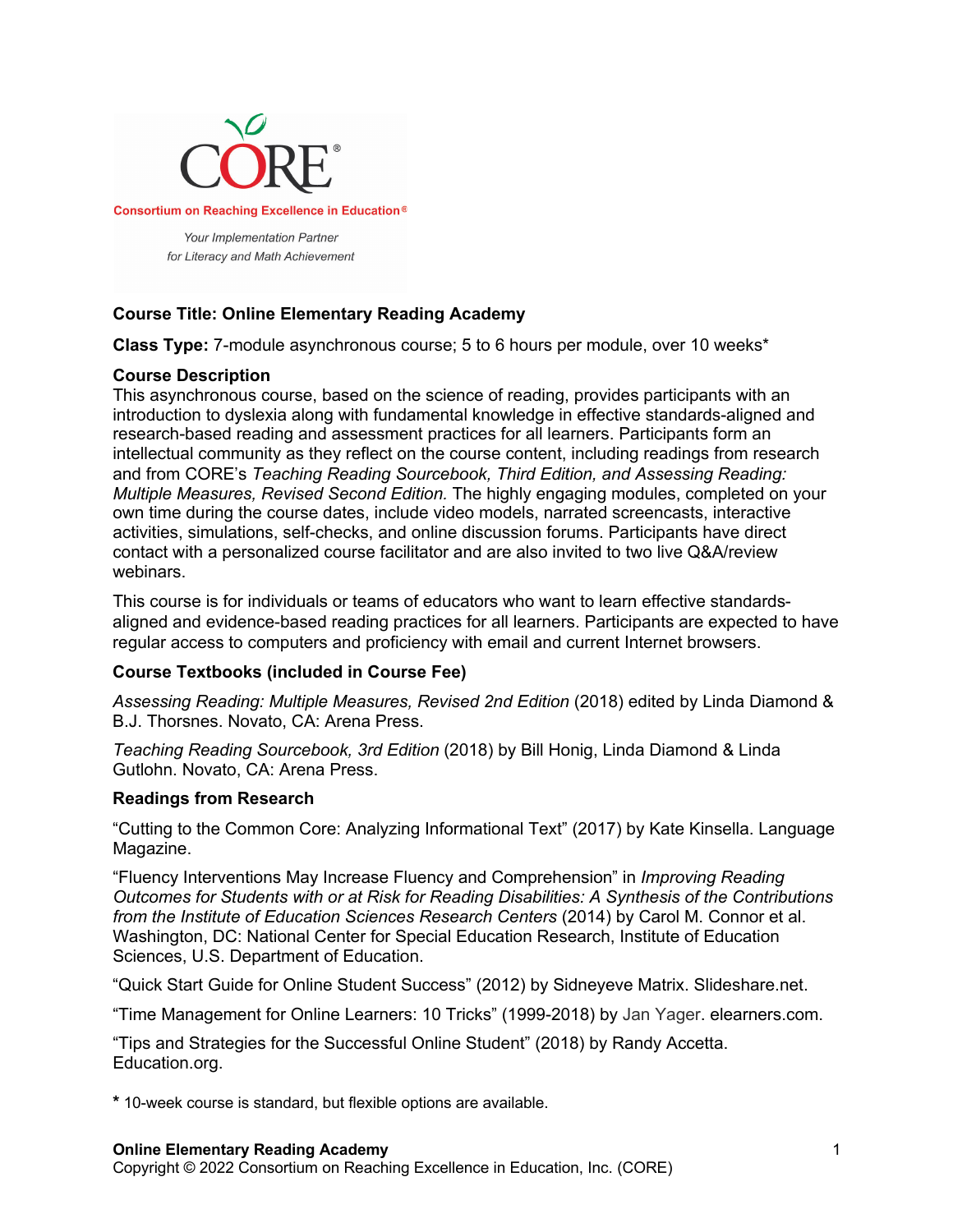CORE®

Consortium on Reaching Excellence in Education®

*Your Implementation Partner*
*for Literacy and Math Achievement*

**Course Title: Online Elementary Reading Academy**

**Class Type:** 7-module asynchronous course; 5 to 6 hours per module, over 10 weeks*

**Course Description**

This asynchronous course, based on the science of reading, provides participants with an introduction to dyslexia along with fundamental knowledge in effective standards-aligned and research-based reading and assessment practices for all learners. Participants form an intellectual community as they reflect on the course content, including readings from research and from CORE's *Teaching Reading Sourcebook, Third Edition, and Assessing Reading: Multiple Measures, Revised Second Edition.* The highly engaging modules, completed on your own time during the course dates, include video models, narrated screencasts, interactive activities, simulations, self-checks, and online discussion forums. Participants have direct contact with a personalized course facilitator and are also invited to two live Q&A/review webinars.

This course is for individuals or teams of educators who want to learn effective standards-aligned and evidence-based reading practices for all learners. Participants are expected to have regular access to computers and proficiency with email and current Internet browsers.

**Course Textbooks (included in Course Fee)**

*Assessing Reading: Multiple Measures, Revised 2nd Edition* (2018) edited by Linda Diamond & B.J. Thorsnes. Novato, CA: Arena Press.

*Teaching Reading Sourcebook, 3rd Edition* (2018) by Bill Honig, Linda Diamond & Linda Gutlohn. Novato, CA: Arena Press.

**Readings from Research**

"Cutting to the Common Core: Analyzing Informational Text" (2017) by Kate Kinsella. Language Magazine.

"Fluency Interventions May Increase Fluency and Comprehension" in *Improving Reading Outcomes for Students with or at Risk for Reading Disabilities: A Synthesis of the Contributions from the Institute of Education Sciences Research Centers* (2014) by Carol M. Connor et al. Washington, DC: National Center for Special Education Research, Institute of Education Sciences, U.S. Department of Education.

"Quick Start Guide for Online Student Success" (2012) by Sidneyeve Matrix. Slideshare.net.

"Time Management for Online Learners: 10 Tricks" (1999-2018) by Jan Yager. elearners.com.

"Tips and Strategies for the Successful Online Student" (2018) by Randy Accetta. Education.org.

\* 10-week course is standard, but flexible options are available.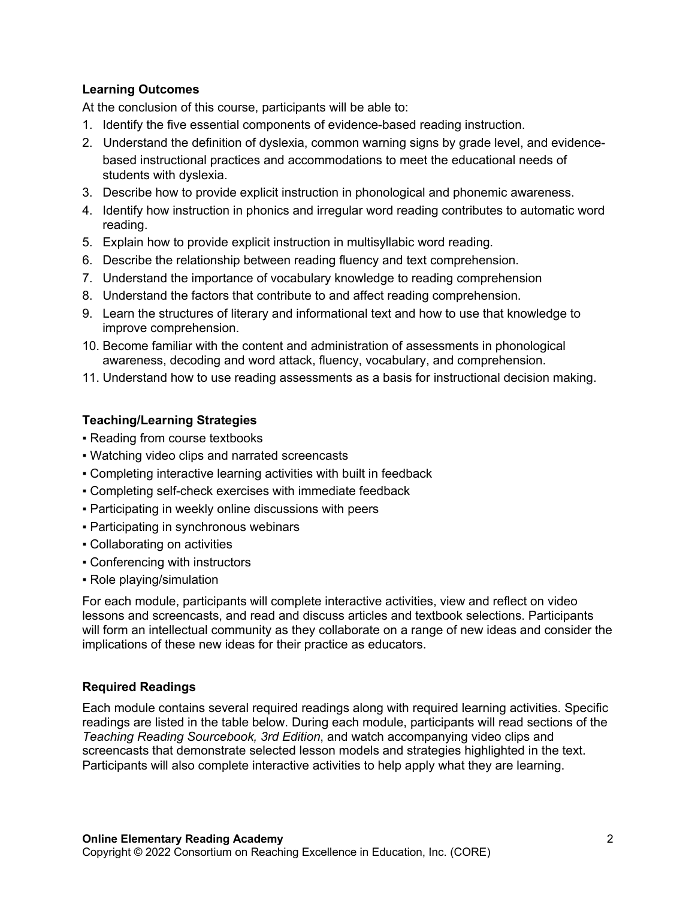**Learning Outcomes**

At the conclusion of this course, participants will be able to:

1. Identify the five essential components of evidence-based reading instruction.
2. Understand the definition of dyslexia, common warning signs by grade level, and evidence-based instructional practices and accommodations to meet the educational needs of students with dyslexia.
3. Describe how to provide explicit instruction in phonological and phonemic awareness.
4. Identify how instruction in phonics and irregular word reading contributes to automatic word reading.
5. Explain how to provide explicit instruction in multisyllabic word reading.
6. Describe the relationship between reading fluency and text comprehension.
7. Understand the importance of vocabulary knowledge to reading comprehension
8. Understand the factors that contribute to and affect reading comprehension.
9. Learn the structures of literary and informational text and how to use that knowledge to improve comprehension.
10. Become familiar with the content and administration of assessments in phonological awareness, decoding and word attack, fluency, vocabulary, and comprehension.
11. Understand how to use reading assessments as a basis for instructional decision making.

**Teaching/Learning Strategies**

- Reading from course textbooks
- Watching video clips and narrated screencasts
- Completing interactive learning activities with built in feedback
- Completing self-check exercises with immediate feedback
- Participating in weekly online discussions with peers
- Participating in synchronous webinars
- Collaborating on activities
- Conferencing with instructors
- Role playing/simulation

For each module, participants will complete interactive activities, view and reflect on video lessons and screencasts, and read and discuss articles and textbook selections. Participants will form an intellectual community as they collaborate on a range of new ideas and consider the implications of these new ideas for their practice as educators.

**Required Readings**

Each module contains several required readings along with required learning activities. Specific readings are listed in the table below. During each module, participants will read sections of the *Teaching Reading Sourcebook, 3rd Edition*, and watch accompanying video clips and screencasts that demonstrate selected lesson models and strategies highlighted in the text. Participants will also complete interactive activities to help apply what they are learning.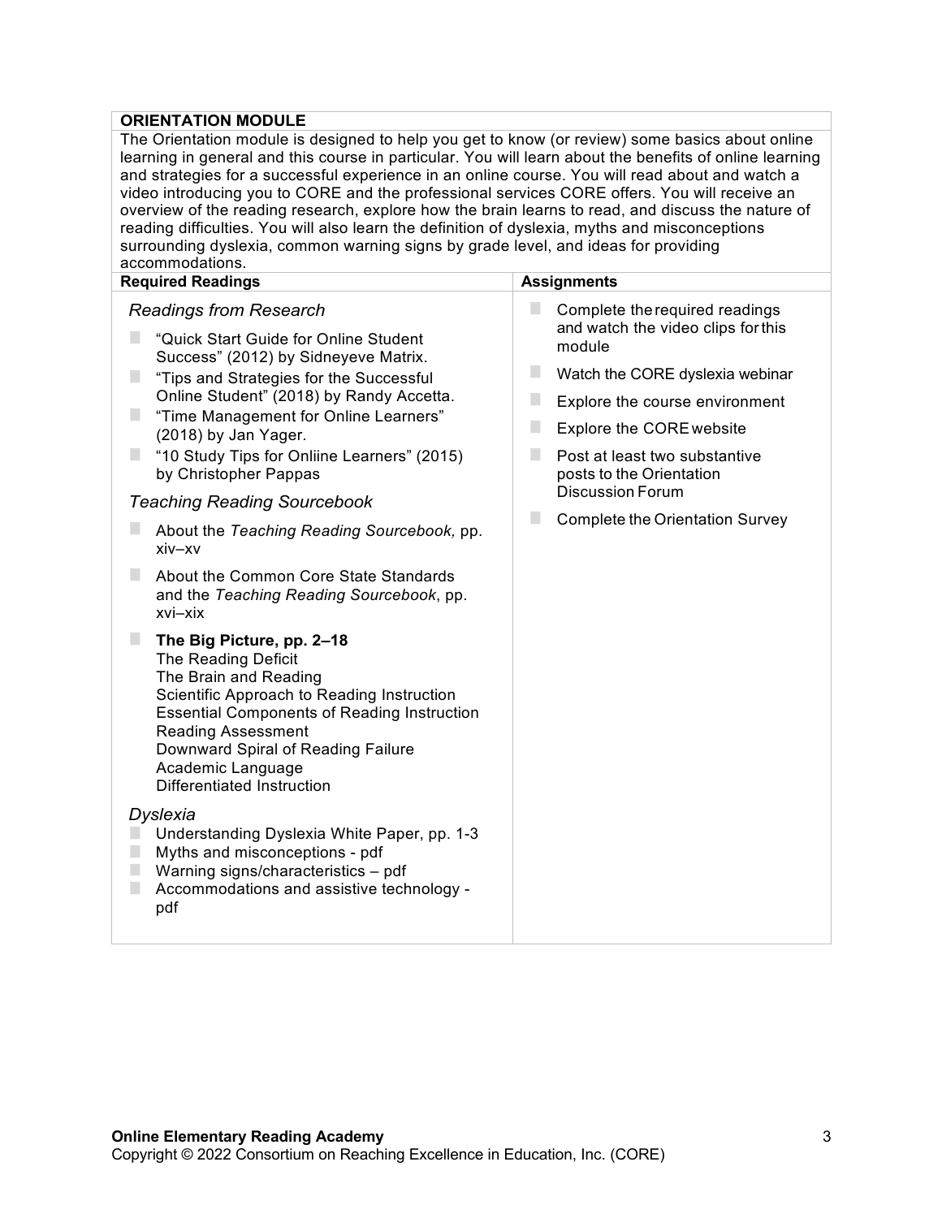## ORIENTATION MODULE

The Orientation module is designed to help you get to know (or review) some basics about online learning in general and this course in particular. You will learn about the benefits of online learning and strategies for a successful experience in an online course. You will read about and watch a video introducing you to CORE and the professional services CORE offers. You will receive an overview of the reading research, explore how the brain learns to read, and discuss the nature of reading difficulties. You will also learn the definition of dyslexia, myths and misconceptions surrounding dyslexia, common warning signs by grade level, and ideas for providing accommodations.

### Required Readings

*Readings from Research*

- "Quick Start Guide for Online Student Success" (2012) by Sidneyeve Matrix.
- "Tips and Strategies for the Successful Online Student" (2018) by Randy Accetta.
- "Time Management for Online Learners" (2018) by Jan Yager.
- "10 Study Tips for Onliine Learners" (2015) by Christopher Pappas

*Teaching Reading Sourcebook*

- About the *Teaching Reading Sourcebook,* pp. xiv–xv
- About the Common Core State Standards and the *Teaching Reading Sourcebook*, pp. xvi–xix
- **The Big Picture, pp. 2–18**
  The Reading Deficit
  The Brain and Reading
  Scientific Approach to Reading Instruction
  Essential Components of Reading Instruction
  Reading Assessment
  Downward Spiral of Reading Failure
  Academic Language
  Differentiated Instruction

*Dyslexia*

- Understanding Dyslexia White Paper, pp. 1-3
- Myths and misconceptions - pdf
- Warning signs/characteristics – pdf
- Accommodations and assistive technology - pdf

### Assignments

- Complete the required readings and watch the video clips for this module
- Watch the CORE dyslexia webinar
- Explore the course environment
- Explore the CORE website
- Post at least two substantive posts to the Orientation Discussion Forum
- Complete the Orientation Survey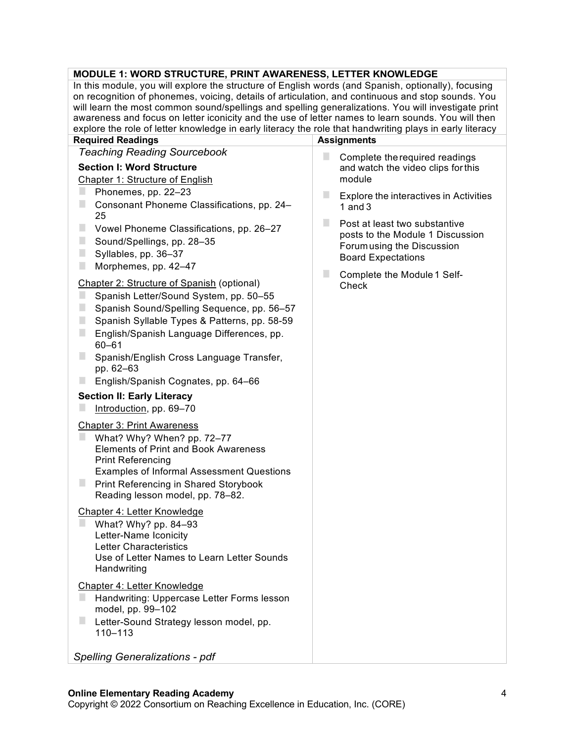| **MODULE 1: WORD STRUCTURE, PRINT AWARENESS, LETTER KNOWLEDGE** | |
|---|---|
| In this module, you will explore the structure of English words (and Spanish, optionally), focusing on recognition of phonemes, voicing, details of articulation, and continuous and stop sounds. You will learn the most common sound/spellings and spelling generalizations. You will investigate print awareness and focus on letter iconicity and the use of letter names to learn sounds. You will then explore the role of letter knowledge in early literacy the role that handwriting plays in early literacy | |
| **Required Readings** | **Assignments** |
| *Teaching Reading Sourcebook*<br><br>**Section I: Word Structure**<br>Chapter 1: Structure of English<br>- Phonemes, pp. 22–23<br>- Consonant Phoneme Classifications, pp. 24–25<br>- Vowel Phoneme Classifications, pp. 26–27<br>- Sound/Spellings, pp. 28–35<br>- Syllables, pp. 36–37<br>- Morphemes, pp. 42–47<br><br>Chapter 2: Structure of Spanish (optional)<br>- Spanish Letter/Sound System, pp. 50–55<br>- Spanish Sound/Spelling Sequence, pp. 56–57<br>- Spanish Syllable Types & Patterns, pp. 58-59<br>- English/Spanish Language Differences, pp. 60–61<br>- Spanish/English Cross Language Transfer, pp. 62–63<br>- English/Spanish Cognates, pp. 64–66<br><br>**Section II: Early Literacy**<br>- Introduction, pp. 69–70<br><br>Chapter 3: Print Awareness<br>- What? Why? When? pp. 72–77<br>Elements of Print and Book Awareness<br>Print Referencing<br>Examples of Informal Assessment Questions<br>- Print Referencing in Shared Storybook Reading lesson model, pp. 78–82.<br><br>Chapter 4: Letter Knowledge<br>- What? Why? pp. 84–93<br>Letter-Name Iconicity<br>Letter Characteristics<br>Use of Letter Names to Learn Letter Sounds<br>Handwriting<br><br>Chapter 4: Letter Knowledge<br>- Handwriting: Uppercase Letter Forms lesson model, pp. 99–102<br>- Letter-Sound Strategy lesson model, pp. 110–113<br><br>*Spelling Generalizations - pdf* | - Complete the required readings and watch the video clips for this module<br>- Explore the interactives in Activities 1 and 3<br>- Post at least two substantive posts to the Module 1 Discussion Forum using the Discussion Board Expectations<br>- Complete the Module 1 Self-Check |

**Online Elementary Reading Academy**
Copyright © 2022 Consortium on Reaching Excellence in Education, Inc. (CORE)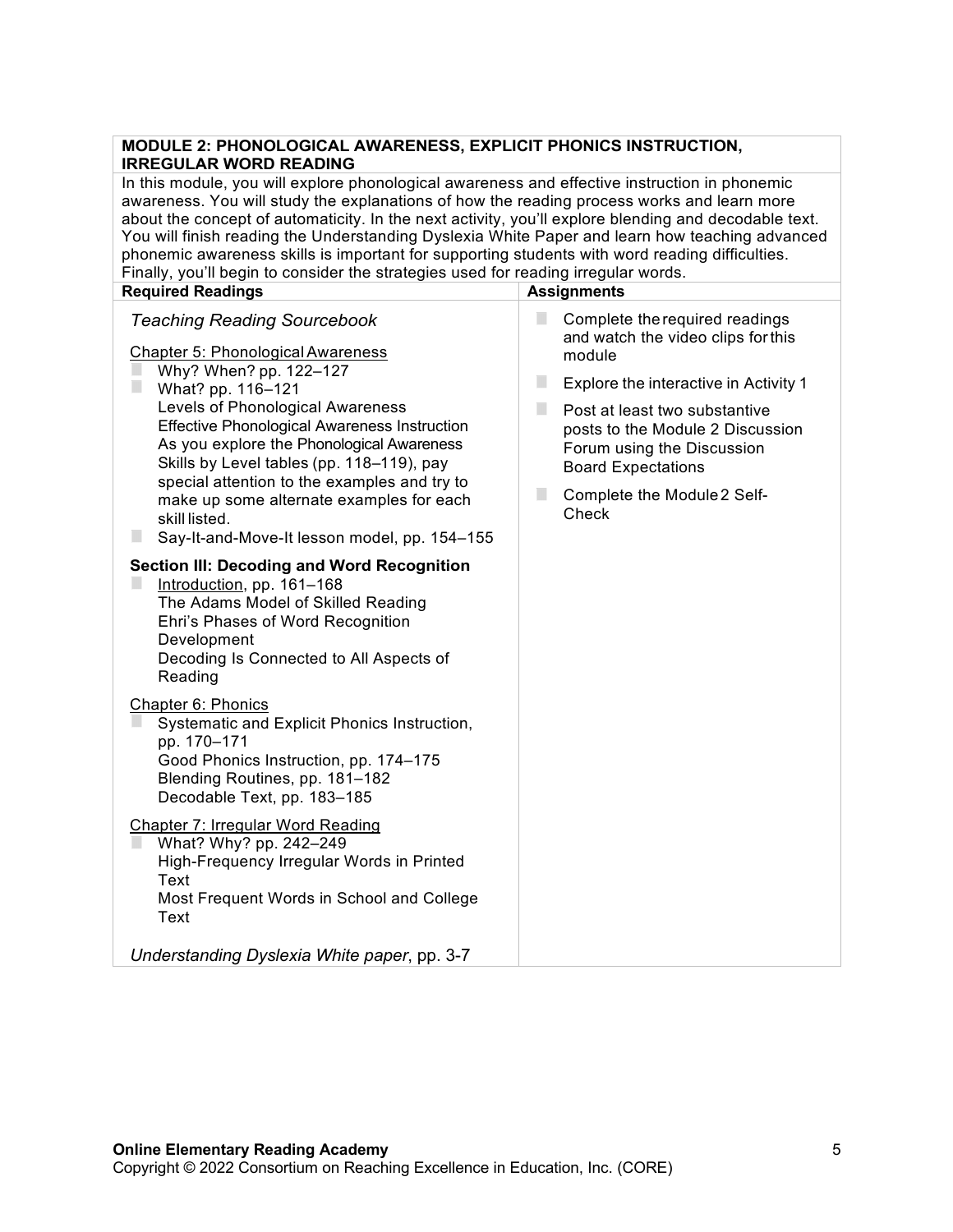**MODULE 2: PHONOLOGICAL AWARENESS, EXPLICIT PHONICS INSTRUCTION, IRREGULAR WORD READING**

In this module, you will explore phonological awareness and effective instruction in phonemic awareness. You will study the explanations of how the reading process works and learn more about the concept of automaticity. In the next activity, you'll explore blending and decodable text. You will finish reading the Understanding Dyslexia White Paper and learn how teaching advanced phonemic awareness skills is important for supporting students with word reading difficulties. Finally, you'll begin to consider the strategies used for reading irregular words.

| Required Readings | Assignments |
|---|---|
| *Teaching Reading Sourcebook*<br><br>Chapter 5: Phonological Awareness<br>- Why? When? pp. 122–127<br>- What? pp. 116–121<br>Levels of Phonological Awareness<br>Effective Phonological Awareness Instruction<br>As you explore the Phonological Awareness Skills by Level tables (pp. 118–119), pay special attention to the examples and try to make up some alternate examples for each skill listed.<br>- Say-It-and-Move-It lesson model, pp. 154–155<br><br>**Section III: Decoding and Word Recognition**<br>- Introduction, pp. 161–168<br>The Adams Model of Skilled Reading<br>Ehri's Phases of Word Recognition Development<br>Decoding Is Connected to All Aspects of Reading<br><br>Chapter 6: Phonics<br>- Systematic and Explicit Phonics Instruction, pp. 170–171<br>Good Phonics Instruction, pp. 174–175<br>Blending Routines, pp. 181–182<br>Decodable Text, pp. 183–185<br><br>Chapter 7: Irregular Word Reading<br>- What? Why? pp. 242–249<br>High-Frequency Irregular Words in Printed Text<br>Most Frequent Words in School and College Text<br><br>*Understanding Dyslexia White paper*, pp. 3-7 | - Complete the required readings and watch the video clips for this module<br>- Explore the interactive in Activity 1<br>- Post at least two substantive posts to the Module 2 Discussion Forum using the Discussion Board Expectations<br>- Complete the Module 2 Self-Check |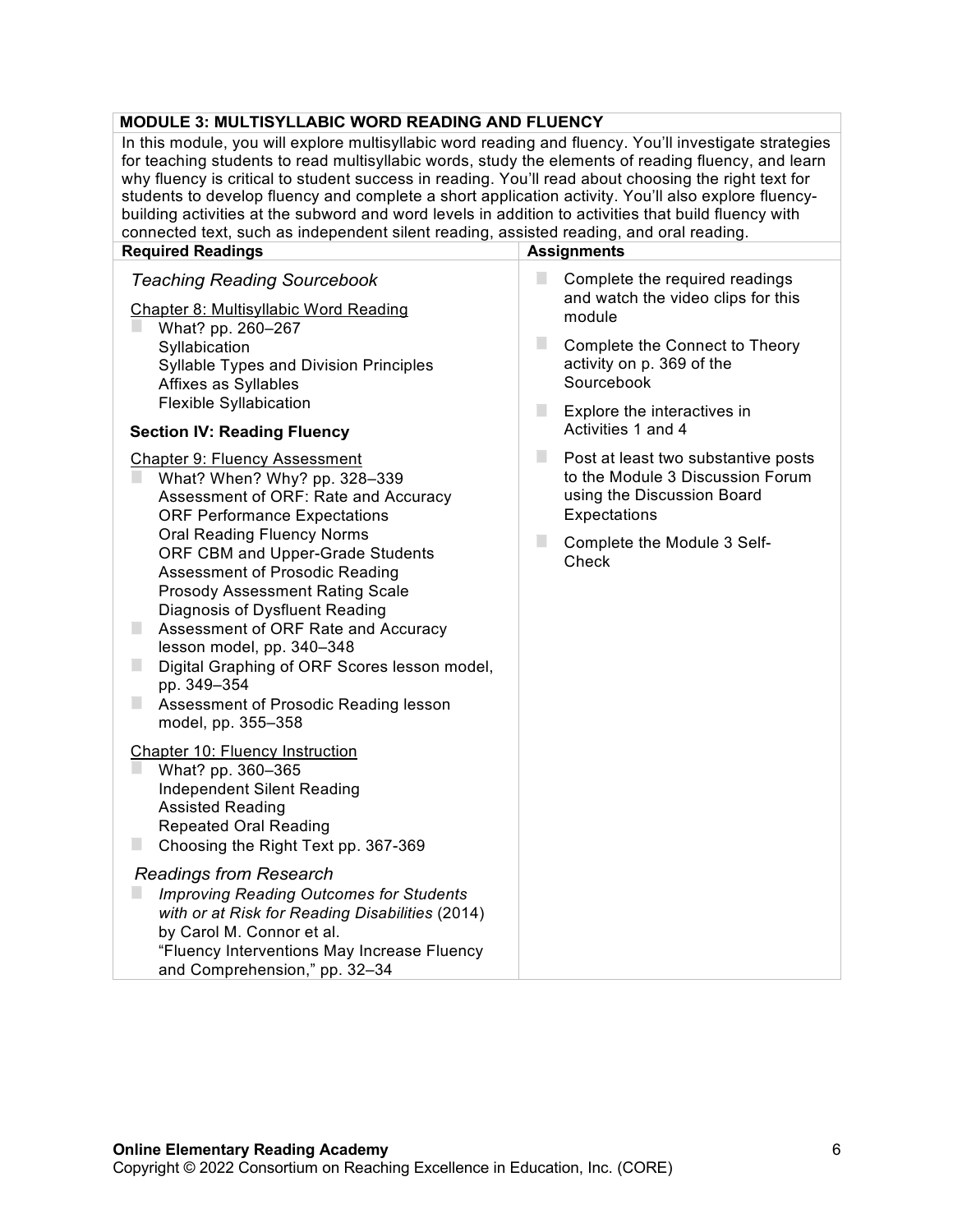## MODULE 3: MULTISYLLABIC WORD READING AND FLUENCY

In this module, you will explore multisyllabic word reading and fluency. You'll investigate strategies for teaching students to read multisyllabic words, study the elements of reading fluency, and learn why fluency is critical to student success in reading. You'll read about choosing the right text for students to develop fluency and complete a short application activity. You'll also explore fluency-building activities at the subword and word levels in addition to activities that build fluency with connected text, such as independent silent reading, assisted reading, and oral reading.

### Required Readings

*Teaching Reading Sourcebook*

Chapter 8: Multisyllabic Word Reading

- What? pp. 260–267
  Syllabication
  Syllable Types and Division Principles
  Affixes as Syllables
  Flexible Syllabication

**Section IV: Reading Fluency**

Chapter 9: Fluency Assessment

- What? When? Why? pp. 328–339
  Assessment of ORF: Rate and Accuracy
  ORF Performance Expectations
  Oral Reading Fluency Norms
  ORF CBM and Upper-Grade Students
  Assessment of Prosodic Reading
  Prosody Assessment Rating Scale
  Diagnosis of Dysfluent Reading
- Assessment of ORF Rate and Accuracy lesson model, pp. 340–348
- Digital Graphing of ORF Scores lesson model, pp. 349–354
- Assessment of Prosodic Reading lesson model, pp. 355–358

Chapter 10: Fluency Instruction

- What? pp. 360–365
  Independent Silent Reading
  Assisted Reading
  Repeated Oral Reading
- Choosing the Right Text pp. 367-369

*Readings from Research*

- *Improving Reading Outcomes for Students with or at Risk for Reading Disabilities* (2014) by Carol M. Connor et al.
  "Fluency Interventions May Increase Fluency and Comprehension," pp. 32–34

### Assignments

- Complete the required readings and watch the video clips for this module
- Complete the Connect to Theory activity on p. 369 of the Sourcebook
- Explore the interactives in Activities 1 and 4
- Post at least two substantive posts to the Module 3 Discussion Forum using the Discussion Board Expectations
- Complete the Module 3 Self-Check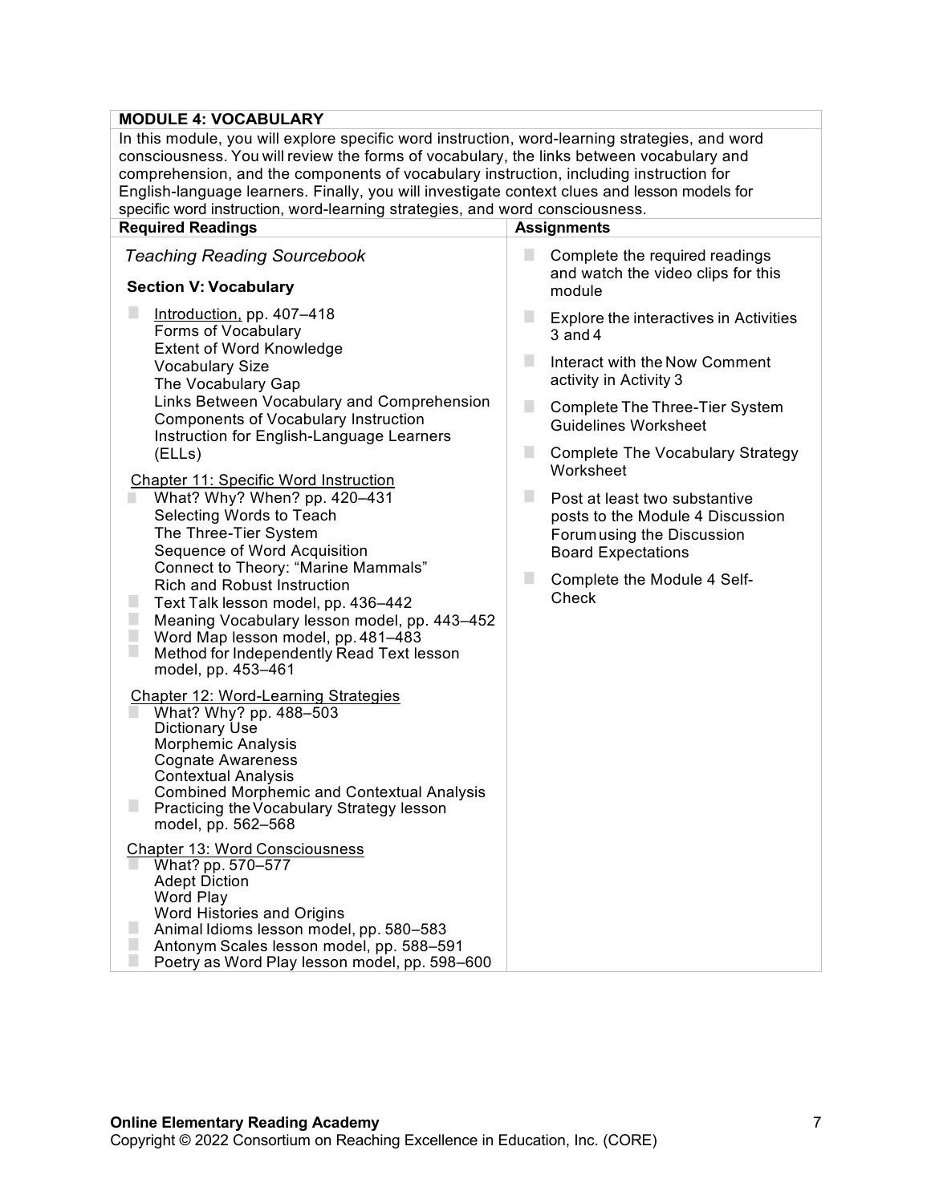| **MODULE 4: VOCABULARY** | |
|---|---|
| In this module, you will explore specific word instruction, word-learning strategies, and word consciousness. You will review the forms of vocabulary, the links between vocabulary and comprehension, and the components of vocabulary instruction, including instruction for English-language learners. Finally, you will investigate context clues and lesson models for specific word instruction, word-learning strategies, and word consciousness. | |
| **Required Readings** | **Assignments** |
| *Teaching Reading Sourcebook*<br><br>**Section V: Vocabulary**<br><br>☐ Introduction, pp. 407–418<br>Forms of Vocabulary<br>Extent of Word Knowledge<br>Vocabulary Size<br>The Vocabulary Gap<br>Links Between Vocabulary and Comprehension<br>Components of Vocabulary Instruction<br>Instruction for English-Language Learners (ELLs)<br><br>Chapter 11: Specific Word Instruction<br>☐ What? Why? When? pp. 420–431<br>Selecting Words to Teach<br>The Three-Tier System<br>Sequence of Word Acquisition<br>Connect to Theory: "Marine Mammals"<br>Rich and Robust Instruction<br>☐ Text Talk lesson model, pp. 436–442<br>☐ Meaning Vocabulary lesson model, pp. 443–452<br>☐ Word Map lesson model, pp. 481–483<br>☐ Method for Independently Read Text lesson model, pp. 453–461<br><br>Chapter 12: Word-Learning Strategies<br>☐ What? Why? pp. 488–503<br>Dictionary Use<br>Morphemic Analysis<br>Cognate Awareness<br>Contextual Analysis<br>Combined Morphemic and Contextual Analysis<br>☐ Practicing the Vocabulary Strategy lesson model, pp. 562–568<br><br>Chapter 13: Word Consciousness<br>☐ What? pp. 570–577<br>Adept Diction<br>Word Play<br>Word Histories and Origins<br>☐ Animal Idioms lesson model, pp. 580–583<br>☐ Antonym Scales lesson model, pp. 588–591<br>☐ Poetry as Word Play lesson model, pp. 598–600 | ☐ Complete the required readings and watch the video clips for this module<br><br>☐ Explore the interactives in Activities 3 and 4<br><br>☐ Interact with the Now Comment activity in Activity 3<br><br>☐ Complete The Three-Tier System Guidelines Worksheet<br><br>☐ Complete The Vocabulary Strategy Worksheet<br><br>☐ Post at least two substantive posts to the Module 4 Discussion Forum using the Discussion Board Expectations<br><br>☐ Complete the Module 4 Self-Check |

**Online Elementary Reading Academy**
Copyright © 2022 Consortium on Reaching Excellence in Education, Inc. (CORE)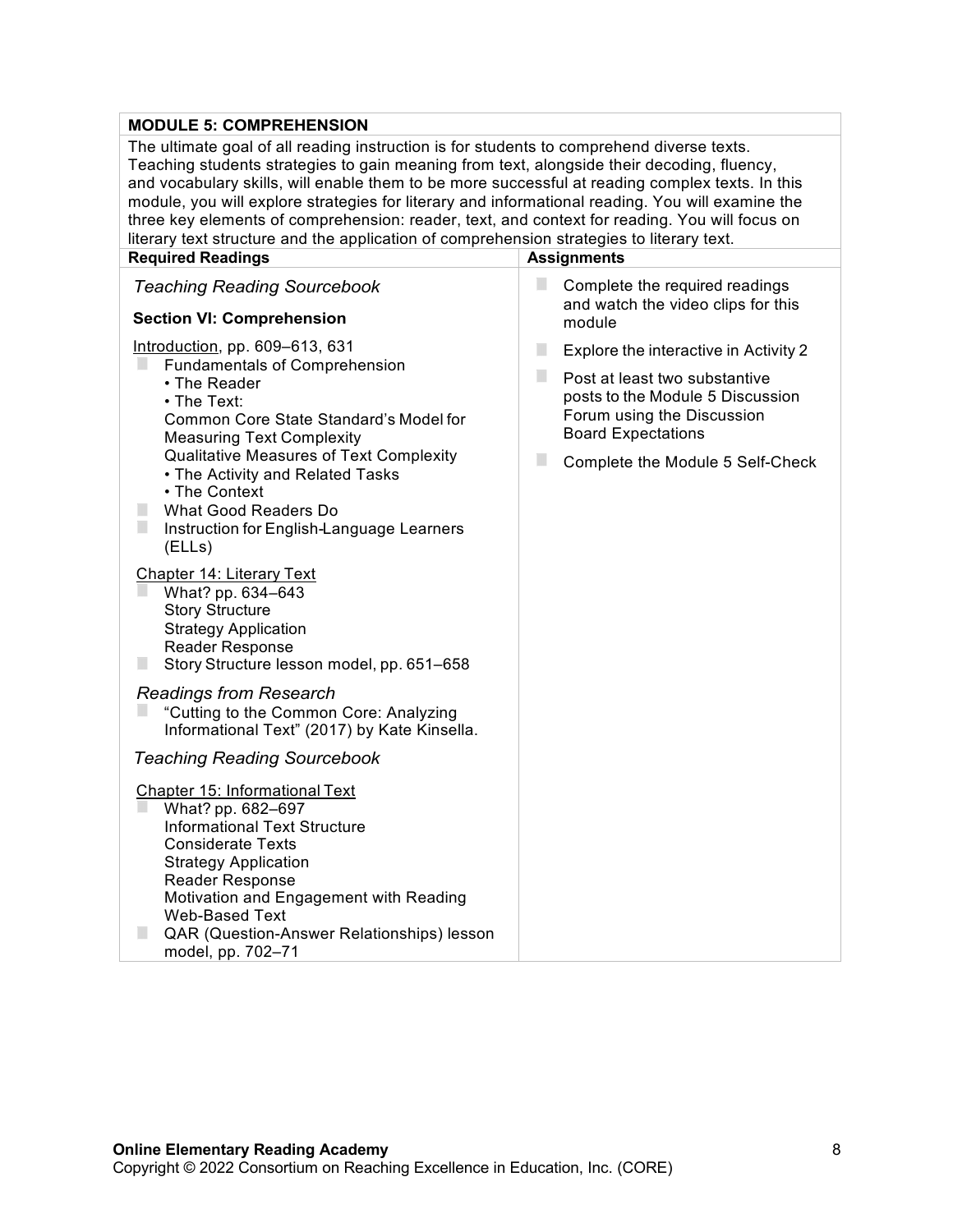| MODULE 5: COMPREHENSION | |
|---|---|
| The ultimate goal of all reading instruction is for students to comprehend diverse texts. Teaching students strategies to gain meaning from text, alongside their decoding, fluency, and vocabulary skills, will enable them to be more successful at reading complex texts. In this module, you will explore strategies for literary and informational reading. You will examine the three key elements of comprehension: reader, text, and context for reading. You will focus on literary text structure and the application of comprehension strategies to literary text. | |
| **Required Readings** | **Assignments** |
| *Teaching Reading Sourcebook*<br><br>**Section VI: Comprehension**<br><br>Introduction, pp. 609–613, 631<br>- Fundamentals of Comprehension<br>  • The Reader<br>  • The Text:<br>  Common Core State Standard's Model for Measuring Text Complexity<br>  Qualitative Measures of Text Complexity<br>  • The Activity and Related Tasks<br>  • The Context<br>- What Good Readers Do<br>- Instruction for English-Language Learners (ELLs)<br><br>Chapter 14: Literary Text<br>- What? pp. 634–643<br>  Story Structure<br>  Strategy Application<br>  Reader Response<br>- Story Structure lesson model, pp. 651–658<br><br>*Readings from Research*<br>- "Cutting to the Common Core: Analyzing Informational Text" (2017) by Kate Kinsella.<br><br>*Teaching Reading Sourcebook*<br><br>Chapter 15: Informational Text<br>- What? pp. 682–697<br>  Informational Text Structure<br>  Considerate Texts<br>  Strategy Application<br>  Reader Response<br>  Motivation and Engagement with Reading<br>  Web-Based Text<br>- QAR (Question-Answer Relationships) lesson model, pp. 702–71 | - Complete the required readings and watch the video clips for this module<br>- Explore the interactive in Activity 2<br>- Post at least two substantive posts to the Module 5 Discussion Forum using the Discussion Board Expectations<br>- Complete the Module 5 Self-Check |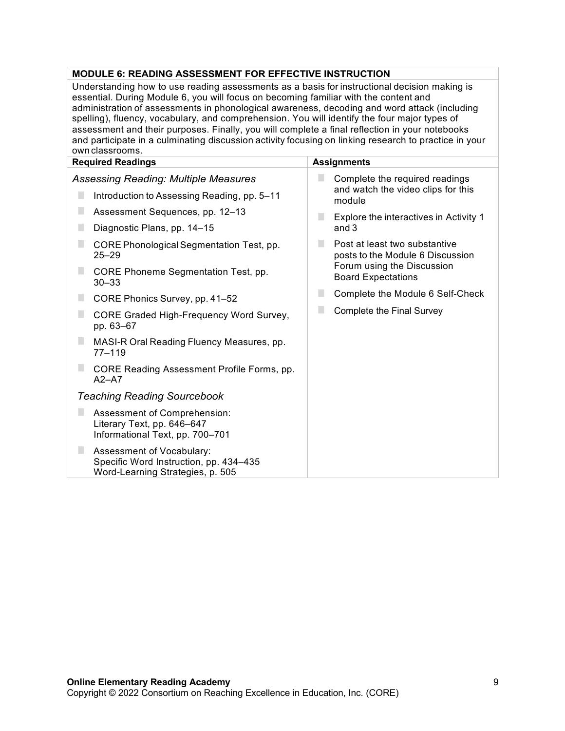| **MODULE 6: READING ASSESSMENT FOR EFFECTIVE INSTRUCTION** | |
|---|---|
| Understanding how to use reading assessments as a basis for instructional decision making is essential. During Module 6, you will focus on becoming familiar with the content and administration of assessments in phonological awareness, decoding and word attack (including spelling), fluency, vocabulary, and comprehension. You will identify the four major types of assessment and their purposes. Finally, you will complete a final reflection in your notebooks and participate in a culminating discussion activity focusing on linking research to practice in your own classrooms. | |
| **Required Readings** | **Assignments** |
| *Assessing Reading: Multiple Measures*<br>■ Introduction to Assessing Reading, pp. 5–11<br>■ Assessment Sequences, pp. 12–13<br>■ Diagnostic Plans, pp. 14–15<br>■ CORE Phonological Segmentation Test, pp. 25–29<br>■ CORE Phoneme Segmentation Test, pp. 30–33<br>■ CORE Phonics Survey, pp. 41–52<br>■ CORE Graded High-Frequency Word Survey, pp. 63–67<br>■ MASI-R Oral Reading Fluency Measures, pp. 77–119<br>■ CORE Reading Assessment Profile Forms, pp. A2–A7<br>*Teaching Reading Sourcebook*<br>■ Assessment of Comprehension: Literary Text, pp. 646–647 Informational Text, pp. 700–701<br>■ Assessment of Vocabulary: Specific Word Instruction, pp. 434–435 Word-Learning Strategies, p. 505 | ■ Complete the required readings and watch the video clips for this module<br>■ Explore the interactives in Activity 1 and 3<br>■ Post at least two substantive posts to the Module 6 Discussion Forum using the Discussion Board Expectations<br>■ Complete the Module 6 Self-Check<br>■ Complete the Final Survey |